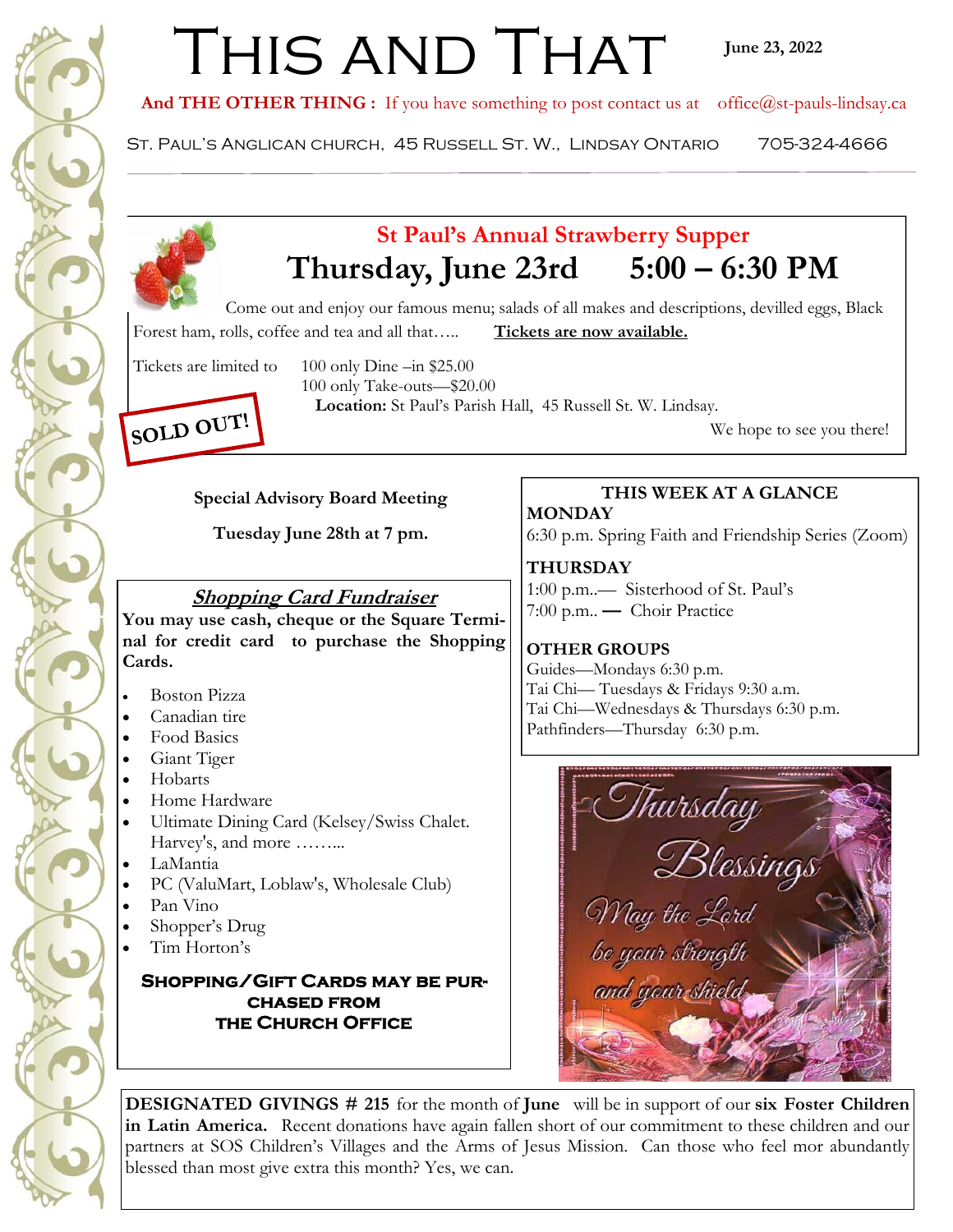# This and That

**June 23, 2022**

**And THE OTHER THING :** If you have something to post contact us at office@st-pauls-lindsay.ca

St. Paul's Anglican church, 45 Russell St. W., Lindsay Ontario 705-324-4666

## St Paul's Annual Strawberry Supper

### Thursday, June 23rd 5:00 – 6:30 PM

Come out and enjoy our famous menu; salads of all makes and descriptions, devilled eggs, Black Forest ham, rolls, coffee and tea and all that….. **Tickets are now available.**

Tickets are limited to 100 only Dine –in $25.00
100 only Take-outs—$20.00

**Location:** St Paul's Parish Hall, 45 Russell St. W. Lindsay.

**SOLD OUT!**

We hope to see you there!

**Special Advisory Board Meeting**

**Tuesday June 28th at 7 pm.**

## *Shopping Card Fundraiser*

**You may use cash, cheque or the Square Terminal for credit card to purchase the Shopping Cards.**

- Boston Pizza
- Canadian tire
- Food Basics
- Giant Tiger
- Hobarts
- Home Hardware
- Ultimate Dining Card (Kelsey/Swiss Chalet. Harvey's, and more ……...
- LaMantia
- PC (ValuMart, Loblaw's, Wholesale Club)
- Pan Vino
- Shopper's Drug
- Tim Horton's

**Shopping/Gift Cards may be purchased from the Church Office**

**THIS WEEK AT A GLANCE**

**MONDAY**
6:30 p.m. Spring Faith and Friendship Series (Zoom)

**THURSDAY**
1:00 p.m..— Sisterhood of St. Paul's
7:00 p.m.. — Choir Practice

**OTHER GROUPS**
Guides—Mondays 6:30 p.m.
Tai Chi— Tuesdays & Fridays 9:30 a.m.
Tai Chi—Wednesdays & Thursdays 6:30 p.m.
Pathfinders—Thursday 6:30 p.m.

Thursday Blessings
May the Lord be your strength and your shield

**DESIGNATED GIVINGS # 215** for the month of **June** will be in support of our **six Foster Children in Latin America.** Recent donations have again fallen short of our commitment to these children and our partners at SOS Children's Villages and the Arms of Jesus Mission. Can those who feel mor abundantly blessed than most give extra this month? Yes, we can.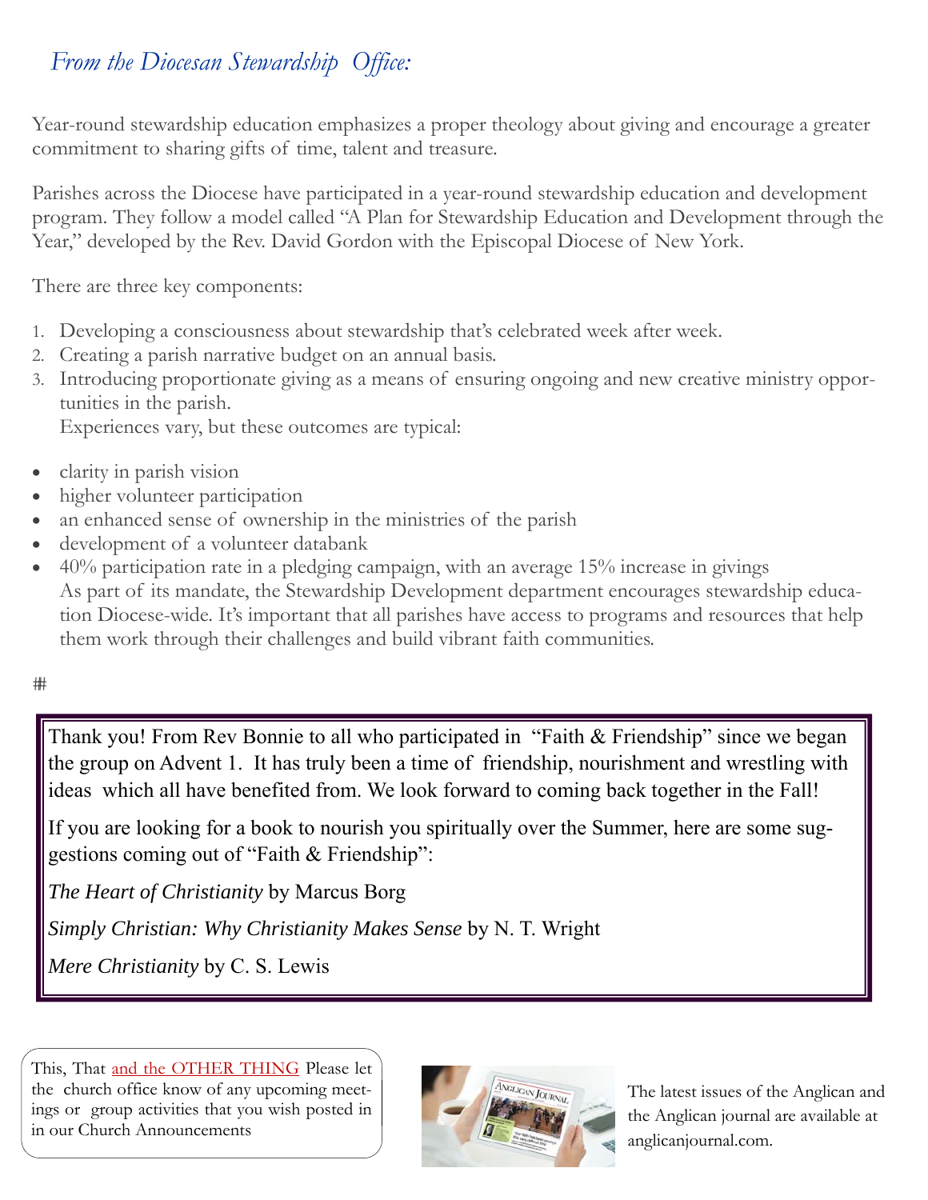*From the Diocesan Stewardship Office:*

Year-round stewardship education emphasizes a proper theology about giving and encourage a greater commitment to sharing gifts of time, talent and treasure.

Parishes across the Diocese have participated in a year-round stewardship education and development program. They follow a model called "A Plan for Stewardship Education and Development through the Year," developed by the Rev. David Gordon with the Episcopal Diocese of New York.

There are three key components:

1. Developing a consciousness about stewardship that's celebrated week after week.
2. Creating a parish narrative budget on an annual basis.
3. Introducing proportionate giving as a means of ensuring ongoing and new creative ministry opportunities in the parish.
   Experiences vary, but these outcomes are typical:

- clarity in parish vision
- higher volunteer participation
- an enhanced sense of ownership in the ministries of the parish
- development of a volunteer databank
- 40% participation rate in a pledging campaign, with an average 15% increase in givings
  As part of its mandate, the Stewardship Development department encourages stewardship education Diocese-wide. It's important that all parishes have access to programs and resources that help them work through their challenges and build vibrant faith communities.

##

Thank you! From Rev Bonnie to all who participated in "Faith & Friendship" since we began the group on Advent 1. It has truly been a time of friendship, nourishment and wrestling with ideas which all have benefited from. We look forward to coming back together in the Fall!

If you are looking for a book to nourish you spiritually over the Summer, here are some suggestions coming out of "Faith & Friendship":

*The Heart of Christianity* by Marcus Borg

*Simply Christian: Why Christianity Makes Sense* by N. T. Wright

*Mere Christianity* by C. S. Lewis

This, That and the OTHER THING Please let the church office know of any upcoming meetings or group activities that you wish posted in in our Church Announcements

The latest issues of the Anglican and the Anglican journal are available at anglicanjournal.com.